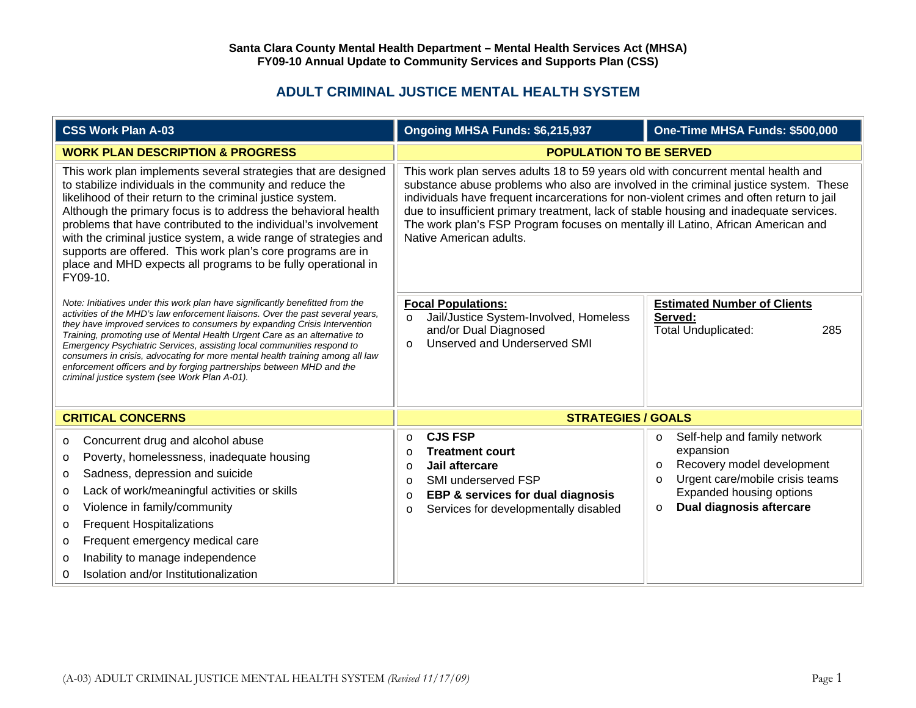**Santa Clara County Mental Health Department – Mental Health Services Act (MHSA)**
**FY09-10 Annual Update to Community Services and Supports Plan (CSS)**

## ADULT CRIMINAL JUSTICE MENTAL HEALTH SYSTEM

| CSS Work Plan A-03 | Ongoing MHSA Funds: $6,215,937 | One-Time MHSA Funds: $500,000 |
|---|---|---|

### WORK PLAN DESCRIPTION & PROGRESS

This work plan implements several strategies that are designed to stabilize individuals in the community and reduce the likelihood of their return to the criminal justice system. Although the primary focus is to address the behavioral health problems that have contributed to the individual's involvement with the criminal justice system, a wide range of strategies and supports are offered. This work plan's core programs are in place and MHD expects all programs to be fully operational in FY09-10.

*Note: Initiatives under this work plan have significantly benefitted from the activities of the MHD's law enforcement liaisons. Over the past several years, they have improved services to consumers by expanding Crisis Intervention Training, promoting use of Mental Health Urgent Care as an alternative to Emergency Psychiatric Services, assisting local communities respond to consumers in crisis, advocating for more mental health training among all law enforcement officers and by forging partnerships between MHD and the criminal justice system (see Work Plan A-01).*

### POPULATION TO BE SERVED

This work plan serves adults 18 to 59 years old with concurrent mental health and substance abuse problems who also are involved in the criminal justice system. These individuals have frequent incarcerations for non-violent crimes and often return to jail due to insufficient primary treatment, lack of stable housing and inadequate services. The work plan's FSP Program focuses on mentally ill Latino, African American and Native American adults.

**Focal Populations:**

- Jail/Justice System-Involved, Homeless and/or Dual Diagnosed
- Unserved and Underserved SMI

**Estimated Number of Clients Served:**

Total Unduplicated: 285

### CRITICAL CONCERNS

- Concurrent drug and alcohol abuse
- Poverty, homelessness, inadequate housing
- Sadness, depression and suicide
- Lack of work/meaningful activities or skills
- Violence in family/community
- Frequent Hospitalizations
- Frequent emergency medical care
- Inability to manage independence
- Isolation and/or Institutionalization

### STRATEGIES / GOALS

- **CJS FSP**
- **Treatment court**
- **Jail aftercare**
- SMI underserved FSP
- **EBP & services for dual diagnosis**
- Services for developmentally disabled
- Self-help and family network expansion
- Recovery model development
- Urgent care/mobile crisis teams Expanded housing options
- **Dual diagnosis aftercare**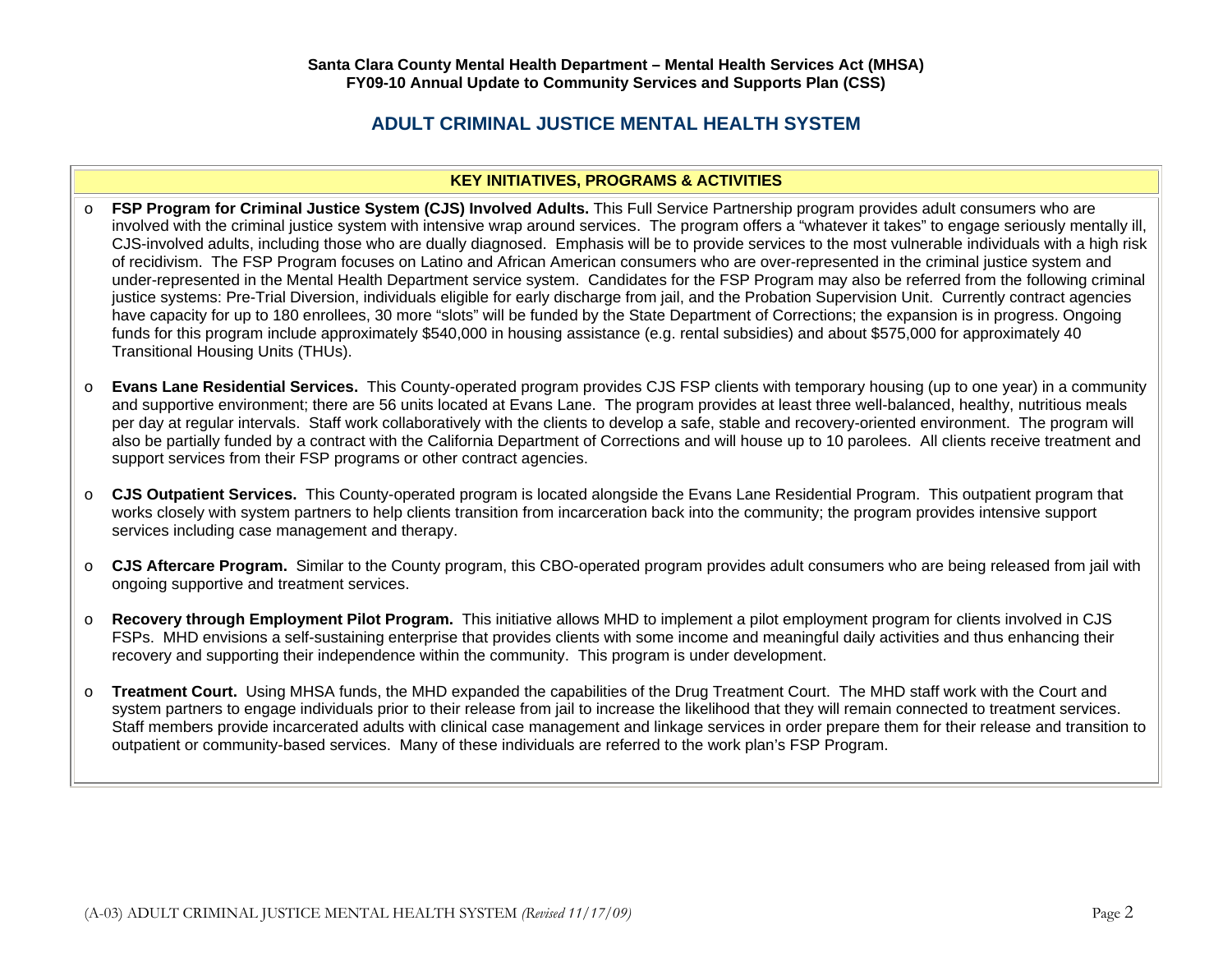**Santa Clara County Mental Health Department – Mental Health Services Act (MHSA)**
**FY09-10 Annual Update to Community Services and Supports Plan (CSS)**

# ADULT CRIMINAL JUSTICE MENTAL HEALTH SYSTEM

## KEY INITIATIVES, PROGRAMS & ACTIVITIES

- **FSP Program for Criminal Justice System (CJS) Involved Adults.** This Full Service Partnership program provides adult consumers who are involved with the criminal justice system with intensive wrap around services. The program offers a "whatever it takes" to engage seriously mentally ill, CJS-involved adults, including those who are dually diagnosed. Emphasis will be to provide services to the most vulnerable individuals with a high risk of recidivism. The FSP Program focuses on Latino and African American consumers who are over-represented in the criminal justice system and under-represented in the Mental Health Department service system. Candidates for the FSP Program may also be referred from the following criminal justice systems: Pre-Trial Diversion, individuals eligible for early discharge from jail, and the Probation Supervision Unit. Currently contract agencies have capacity for up to 180 enrollees, 30 more "slots" will be funded by the State Department of Corrections; the expansion is in progress. Ongoing funds for this program include approximately $540,000 in housing assistance (e.g. rental subsidies) and about $575,000 for approximately 40 Transitional Housing Units (THUs).

- **Evans Lane Residential Services.** This County-operated program provides CJS FSP clients with temporary housing (up to one year) in a community and supportive environment; there are 56 units located at Evans Lane. The program provides at least three well-balanced, healthy, nutritious meals per day at regular intervals. Staff work collaboratively with the clients to develop a safe, stable and recovery-oriented environment. The program will also be partially funded by a contract with the California Department of Corrections and will house up to 10 parolees. All clients receive treatment and support services from their FSP programs or other contract agencies.

- **CJS Outpatient Services.** This County-operated program is located alongside the Evans Lane Residential Program. This outpatient program that works closely with system partners to help clients transition from incarceration back into the community; the program provides intensive support services including case management and therapy.

- **CJS Aftercare Program.** Similar to the County program, this CBO-operated program provides adult consumers who are being released from jail with ongoing supportive and treatment services.

- **Recovery through Employment Pilot Program.** This initiative allows MHD to implement a pilot employment program for clients involved in CJS FSPs. MHD envisions a self-sustaining enterprise that provides clients with some income and meaningful daily activities and thus enhancing their recovery and supporting their independence within the community. This program is under development.

- **Treatment Court.** Using MHSA funds, the MHD expanded the capabilities of the Drug Treatment Court. The MHD staff work with the Court and system partners to engage individuals prior to their release from jail to increase the likelihood that they will remain connected to treatment services. Staff members provide incarcerated adults with clinical case management and linkage services in order prepare them for their release and transition to outpatient or community-based services. Many of these individuals are referred to the work plan's FSP Program.